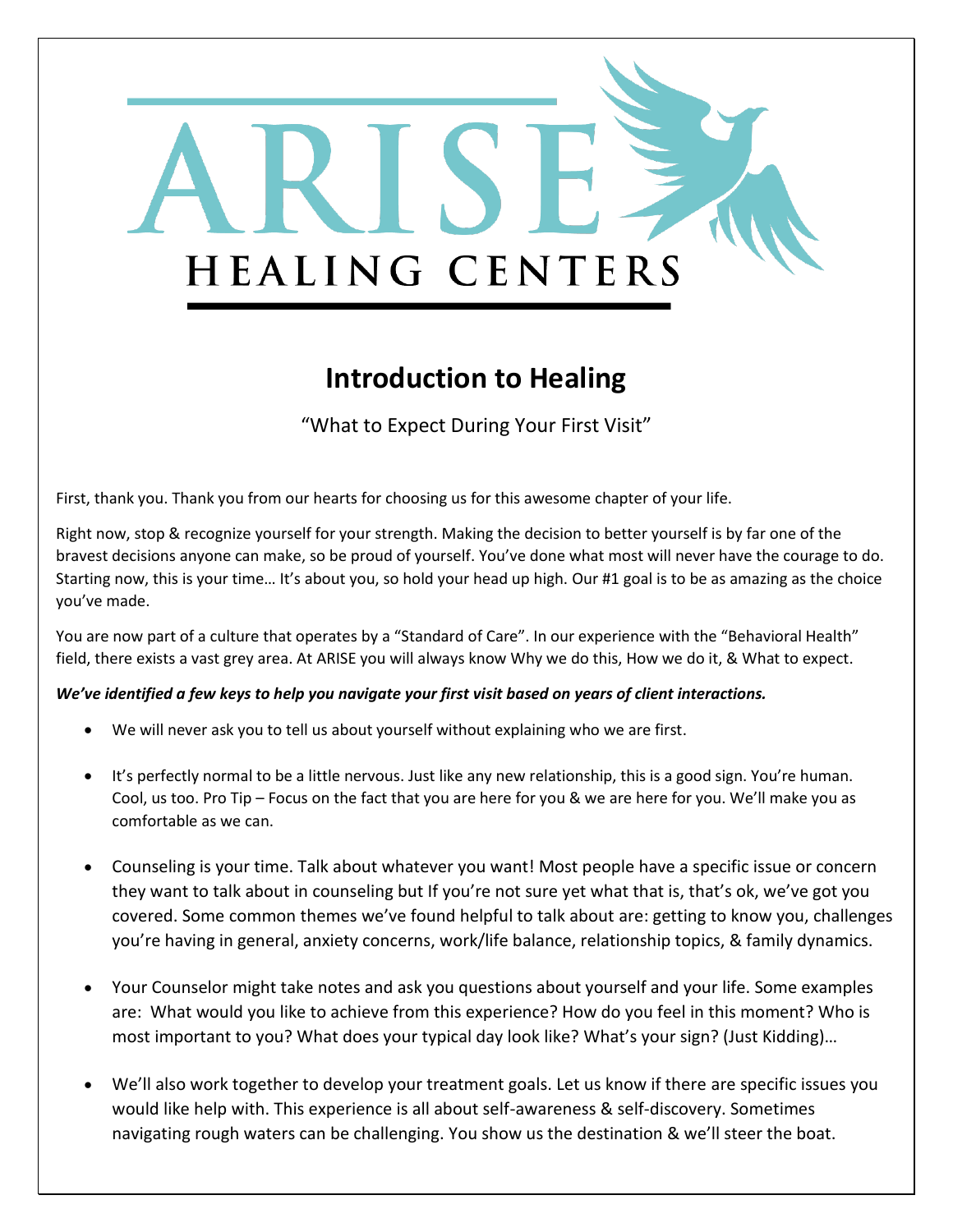# ARISE HEALING CENTERS

## Introduction to Healing

"What to Expect During Your First Visit"

First, thank you. Thank you from our hearts for choosing us for this awesome chapter of your life.

Right now, stop & recognize yourself for your strength. Making the decision to better yourself is by far one of the bravest decisions anyone can make, so be proud of yourself. You've done what most will never have the courage to do. Starting now, this is your time… It's about you, so hold your head up high. Our #1 goal is to be as amazing as the choice you've made.

You are now part of a culture that operates by a "Standard of Care". In our experience with the "Behavioral Health" field, there exists a vast grey area. At ARISE you will always know Why we do this, How we do it, & What to expect.

***We've identified a few keys to help you navigate your first visit based on years of client interactions.***

- We will never ask you to tell us about yourself without explaining who we are first.
- It's perfectly normal to be a little nervous. Just like any new relationship, this is a good sign. You're human. Cool, us too. Pro Tip – Focus on the fact that you are here for you & we are here for you. We'll make you as comfortable as we can.
- Counseling is your time. Talk about whatever you want! Most people have a specific issue or concern they want to talk about in counseling but If you're not sure yet what that is, that's ok, we've got you covered. Some common themes we've found helpful to talk about are: getting to know you, challenges you're having in general, anxiety concerns, work/life balance, relationship topics, & family dynamics.
- Your Counselor might take notes and ask you questions about yourself and your life. Some examples are: What would you like to achieve from this experience? How do you feel in this moment? Who is most important to you? What does your typical day look like? What's your sign? (Just Kidding)…
- We'll also work together to develop your treatment goals. Let us know if there are specific issues you would like help with. This experience is all about self-awareness & self-discovery. Sometimes navigating rough waters can be challenging. You show us the destination & we'll steer the boat.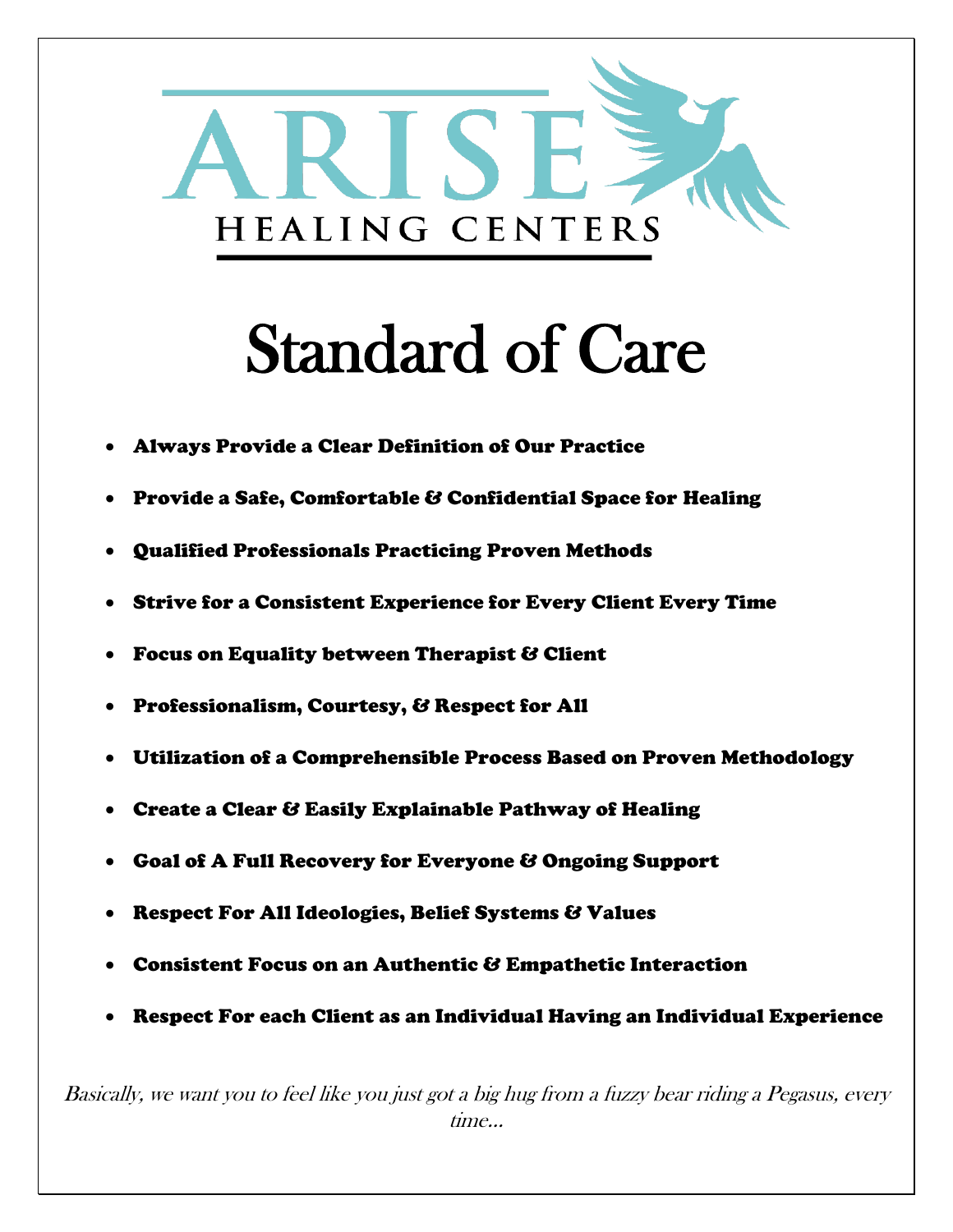ARISE

HEALING CENTERS

# Standard of Care

- **Always Provide a Clear Definition of Our Practice**
- **Provide a Safe, Comfortable & Confidential Space for Healing**
- **Qualified Professionals Practicing Proven Methods**
- **Strive for a Consistent Experience for Every Client Every Time**
- **Focus on Equality between Therapist & Client**
- **Professionalism, Courtesy, & Respect for All**
- **Utilization of a Comprehensible Process Based on Proven Methodology**
- **Create a Clear & Easily Explainable Pathway of Healing**
- **Goal of A Full Recovery for Everyone & Ongoing Support**
- **Respect For All Ideologies, Belief Systems & Values**
- **Consistent Focus on an Authentic & Empathetic Interaction**
- **Respect For each Client as an Individual Having an Individual Experience**

*Basically, we want you to feel like you just got a big hug from a fuzzy bear riding a Pegasus, every time…*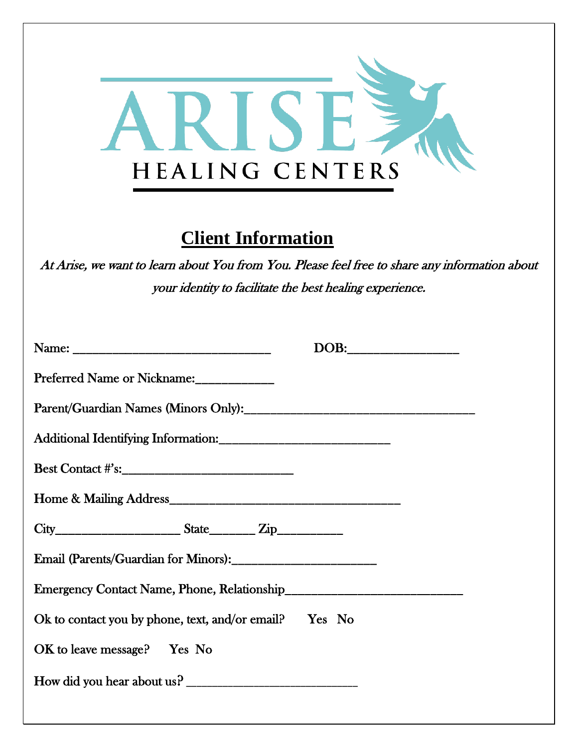ARISE
HEALING CENTERS

## Client Information

*At Arise, we want to learn about You from You. Please feel free to share any information about your identity to facilitate the best healing experience.*

Name: ________________________________ DOB:________________

Preferred Name or Nickname:____________

Parent/Guardian Names (Minors Only):_____________________________________

Additional Identifying Information:___________________________

Best Contact #'s:___________________________

Home & Mailing Address_____________________________________

City____________________ State_______ Zip__________

Email (Parents/Guardian for Minors):_______________________

Emergency Contact Name, Phone, Relationship____________________________

Ok to contact you by phone, text, and/or email? Yes No

OK to leave message? Yes No

How did you hear about us? ___________________________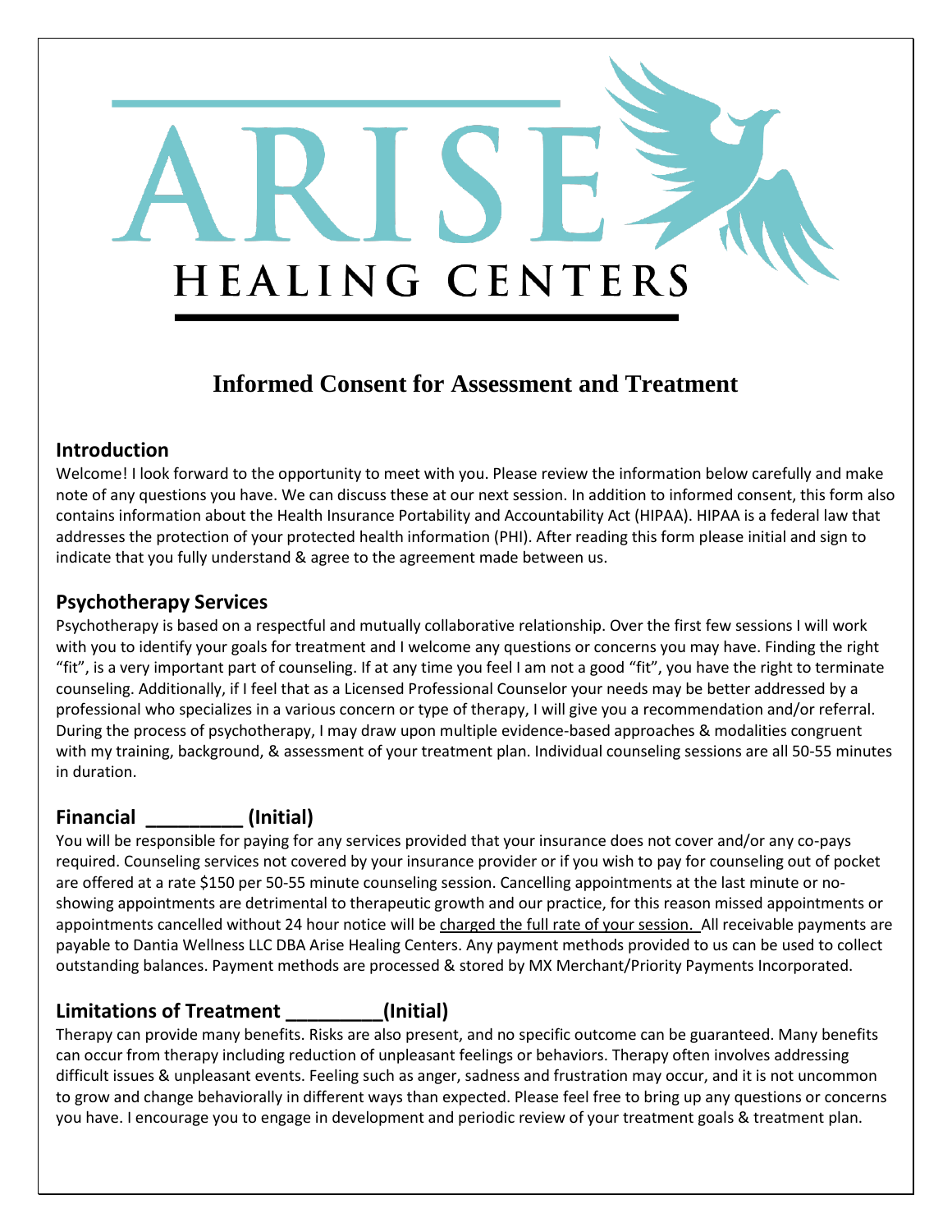# ARISE HEALING CENTERS

## Informed Consent for Assessment and Treatment

### Introduction

Welcome! I look forward to the opportunity to meet with you. Please review the information below carefully and make note of any questions you have. We can discuss these at our next session. In addition to informed consent, this form also contains information about the Health Insurance Portability and Accountability Act (HIPAA). HIPAA is a federal law that addresses the protection of your protected health information (PHI). After reading this form please initial and sign to indicate that you fully understand & agree to the agreement made between us.

### Psychotherapy Services

Psychotherapy is based on a respectful and mutually collaborative relationship. Over the first few sessions I will work with you to identify your goals for treatment and I welcome any questions or concerns you may have. Finding the right "fit", is a very important part of counseling. If at any time you feel I am not a good "fit", you have the right to terminate counseling. Additionally, if I feel that as a Licensed Professional Counselor your needs may be better addressed by a professional who specializes in a various concern or type of therapy, I will give you a recommendation and/or referral. During the process of psychotherapy, I may draw upon multiple evidence-based approaches & modalities congruent with my training, background, & assessment of your treatment plan. Individual counseling sessions are all 50-55 minutes in duration.

### Financial _________ (Initial)

You will be responsible for paying for any services provided that your insurance does not cover and/or any co-pays required. Counseling services not covered by your insurance provider or if you wish to pay for counseling out of pocket are offered at a rate $150 per 50-55 minute counseling session. Cancelling appointments at the last minute or no-showing appointments are detrimental to therapeutic growth and our practice, for this reason missed appointments or appointments cancelled without 24 hour notice will be charged the full rate of your session. All receivable payments are payable to Dantia Wellness LLC DBA Arise Healing Centers. Any payment methods provided to us can be used to collect outstanding balances. Payment methods are processed & stored by MX Merchant/Priority Payments Incorporated.

### Limitations of Treatment _________(Initial)

Therapy can provide many benefits. Risks are also present, and no specific outcome can be guaranteed. Many benefits can occur from therapy including reduction of unpleasant feelings or behaviors. Therapy often involves addressing difficult issues & unpleasant events. Feeling such as anger, sadness and frustration may occur, and it is not uncommon to grow and change behaviorally in different ways than expected. Please feel free to bring up any questions or concerns you have. I encourage you to engage in development and periodic review of your treatment goals & treatment plan.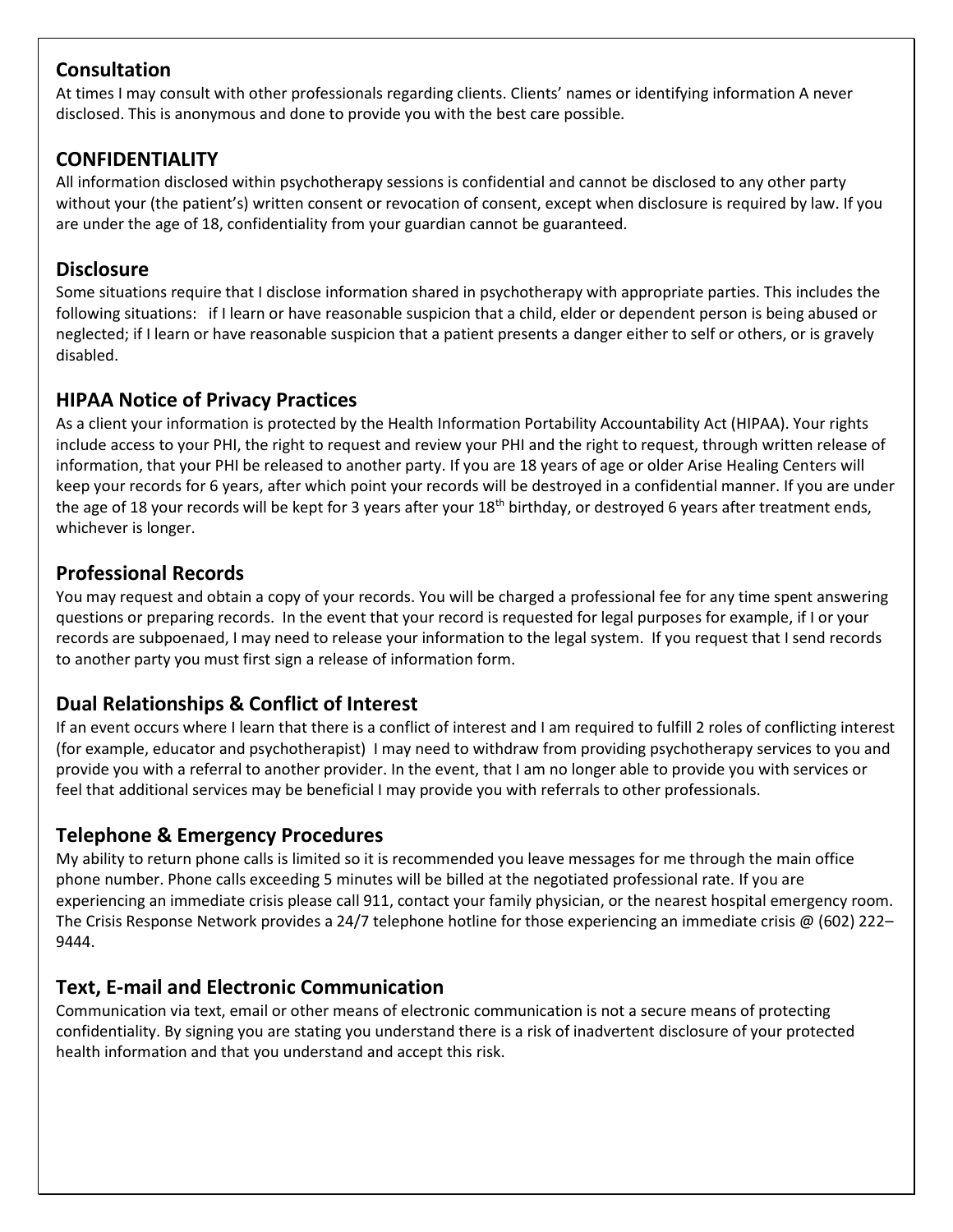## Consultation

At times I may consult with other professionals regarding clients. Clients' names or identifying information A never disclosed. This is anonymous and done to provide you with the best care possible.

## CONFIDENTIALITY

All information disclosed within psychotherapy sessions is confidential and cannot be disclosed to any other party without your (the patient's) written consent or revocation of consent, except when disclosure is required by law. If you are under the age of 18, confidentiality from your guardian cannot be guaranteed.

## Disclosure

Some situations require that I disclose information shared in psychotherapy with appropriate parties. This includes the following situations: if I learn or have reasonable suspicion that a child, elder or dependent person is being abused or neglected; if I learn or have reasonable suspicion that a patient presents a danger either to self or others, or is gravely disabled.

## HIPAA Notice of Privacy Practices

As a client your information is protected by the Health Information Portability Accountability Act (HIPAA). Your rights include access to your PHI, the right to request and review your PHI and the right to request, through written release of information, that your PHI be released to another party. If you are 18 years of age or older Arise Healing Centers will keep your records for 6 years, after which point your records will be destroyed in a confidential manner. If you are under the age of 18 your records will be kept for 3 years after your 18th birthday, or destroyed 6 years after treatment ends, whichever is longer.

## Professional Records

You may request and obtain a copy of your records. You will be charged a professional fee for any time spent answering questions or preparing records. In the event that your record is requested for legal purposes for example, if I or your records are subpoenaed, I may need to release your information to the legal system. If you request that I send records to another party you must first sign a release of information form.

## Dual Relationships & Conflict of Interest

If an event occurs where I learn that there is a conflict of interest and I am required to fulfill 2 roles of conflicting interest (for example, educator and psychotherapist) I may need to withdraw from providing psychotherapy services to you and provide you with a referral to another provider. In the event, that I am no longer able to provide you with services or feel that additional services may be beneficial I may provide you with referrals to other professionals.

## Telephone & Emergency Procedures

My ability to return phone calls is limited so it is recommended you leave messages for me through the main office phone number. Phone calls exceeding 5 minutes will be billed at the negotiated professional rate. If you are experiencing an immediate crisis please call 911, contact your family physician, or the nearest hospital emergency room. The Crisis Response Network provides a 24/7 telephone hotline for those experiencing an immediate crisis @ (602) 222–9444.

## Text, E-mail and Electronic Communication

Communication via text, email or other means of electronic communication is not a secure means of protecting confidentiality. By signing you are stating you understand there is a risk of inadvertent disclosure of your protected health information and that you understand and accept this risk.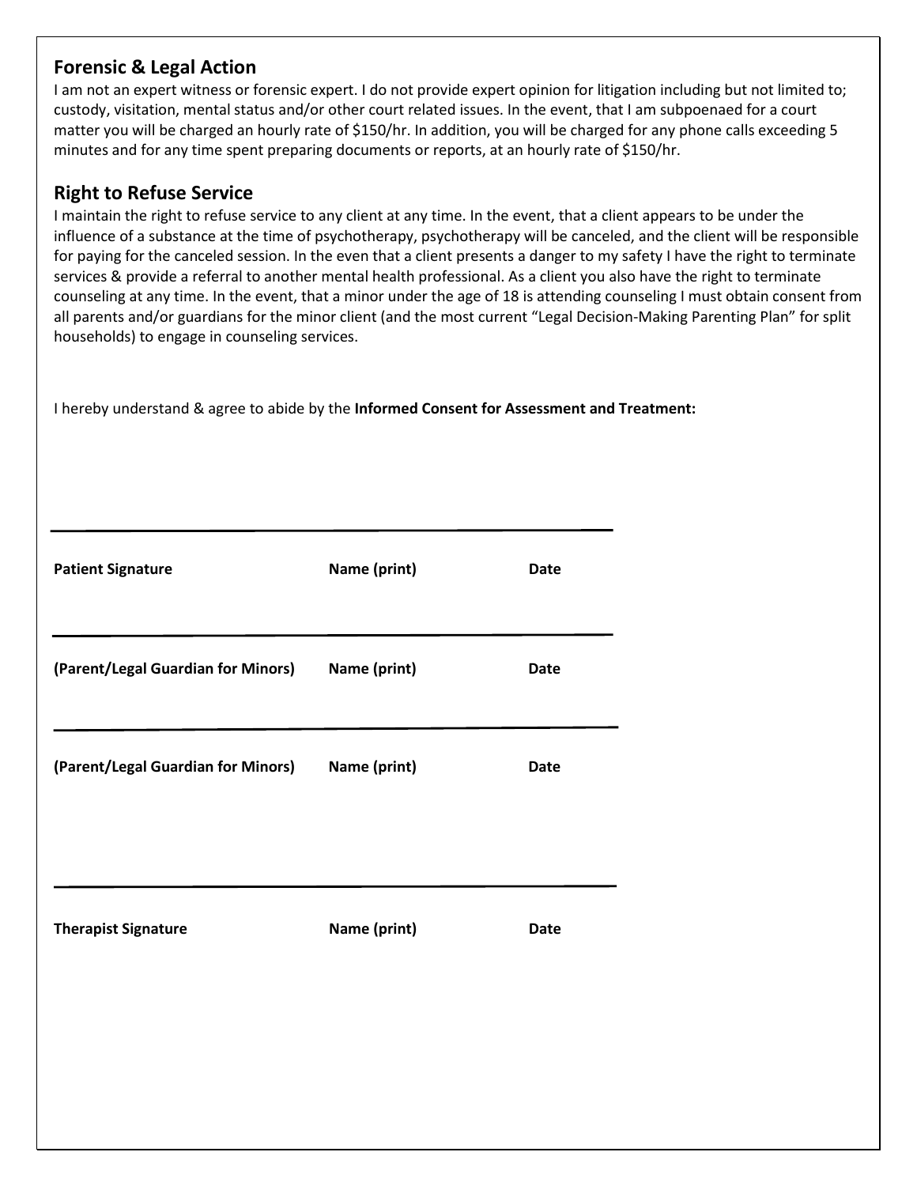## Forensic & Legal Action

I am not an expert witness or forensic expert. I do not provide expert opinion for litigation including but not limited to; custody, visitation, mental status and/or other court related issues. In the event, that I am subpoenaed for a court matter you will be charged an hourly rate of $150/hr. In addition, you will be charged for any phone calls exceeding 5 minutes and for any time spent preparing documents or reports, at an hourly rate of $150/hr.

## Right to Refuse Service

I maintain the right to refuse service to any client at any time. In the event, that a client appears to be under the influence of a substance at the time of psychotherapy, psychotherapy will be canceled, and the client will be responsible for paying for the canceled session. In the even that a client presents a danger to my safety I have the right to terminate services & provide a referral to another mental health professional. As a client you also have the right to terminate counseling at any time. In the event, that a minor under the age of 18 is attending counseling I must obtain consent from all parents and/or guardians for the minor client (and the most current "Legal Decision-Making Parenting Plan" for split households) to engage in counseling services.

I hereby understand & agree to abide by the **Informed Consent for Assessment and Treatment:**

\_\_\_\_\_\_\_\_\_\_\_\_\_\_\_\_\_\_\_\_\_\_\_\_\_\_\_\_\_\_\_\_\_\_\_\_\_\_\_\_\_\_\_\_\_\_\_\_\_\_\_\_\_\_\_\_

**Patient Signature** **Name (print)** **Date**

\_\_\_\_\_\_\_\_\_\_\_\_\_\_\_\_\_\_\_\_\_\_\_\_\_\_\_\_\_\_\_\_\_\_\_\_\_\_\_\_\_\_\_\_\_\_\_\_\_\_\_\_\_\_\_\_

**(Parent/Legal Guardian for Minors)** **Name (print)** **Date**

\_\_\_\_\_\_\_\_\_\_\_\_\_\_\_\_\_\_\_\_\_\_\_\_\_\_\_\_\_\_\_\_\_\_\_\_\_\_\_\_\_\_\_\_\_\_\_\_\_\_\_\_\_\_\_\_

**(Parent/Legal Guardian for Minors)** **Name (print)** **Date**

\_\_\_\_\_\_\_\_\_\_\_\_\_\_\_\_\_\_\_\_\_\_\_\_\_\_\_\_\_\_\_\_\_\_\_\_\_\_\_\_\_\_\_\_\_\_\_\_\_\_\_\_\_\_\_\_

**Therapist Signature** **Name (print)** **Date**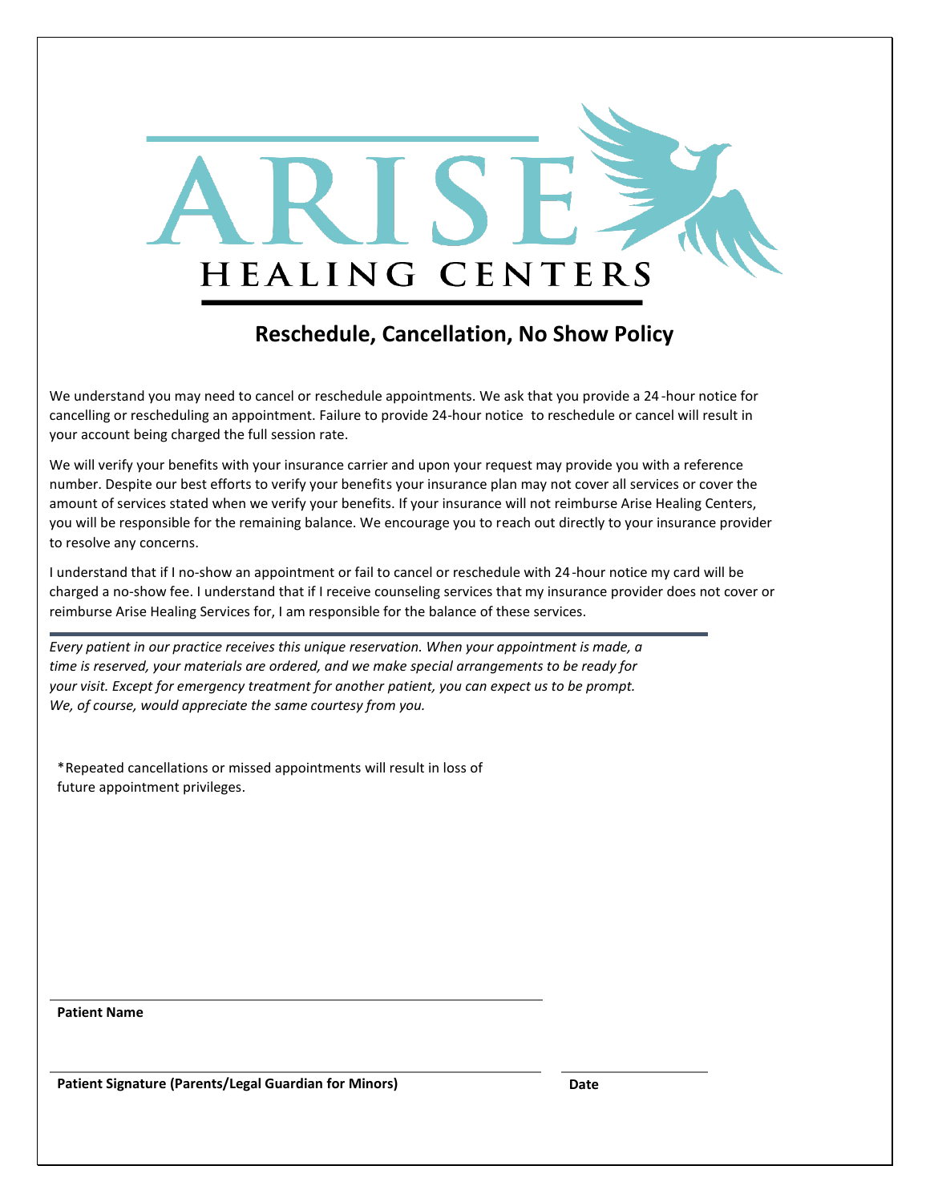ARISE
HEALING CENTERS

## Reschedule, Cancellation, No Show Policy

We understand you may need to cancel or reschedule appointments. We ask that you provide a 24-hour notice for cancelling or rescheduling an appointment. Failure to provide 24-hour notice to reschedule or cancel will result in your account being charged the full session rate.

We will verify your benefits with your insurance carrier and upon your request may provide you with a reference number. Despite our best efforts to verify your benefits your insurance plan may not cover all services or cover the amount of services stated when we verify your benefits. If your insurance will not reimburse Arise Healing Centers, you will be responsible for the remaining balance. We encourage you to reach out directly to your insurance provider to resolve any concerns.

I understand that if I no-show an appointment or fail to cancel or reschedule with 24-hour notice my card will be charged a no-show fee. I understand that if I receive counseling services that my insurance provider does not cover or reimburse Arise Healing Services for, I am responsible for the balance of these services.

*Every patient in our practice receives this unique reservation. When your appointment is made, a time is reserved, your materials are ordered, and we make special arrangements to be ready for your visit. Except for emergency treatment for another patient, you can expect us to be prompt. We, of course, would appreciate the same courtesy from you.*

*Repeated cancellations or missed appointments will result in loss of future appointment privileges.

______________________________________________

**Patient Name**

______________________________________________ ____________________

**Patient Signature (Parents/Legal Guardian for Minors)** **Date**